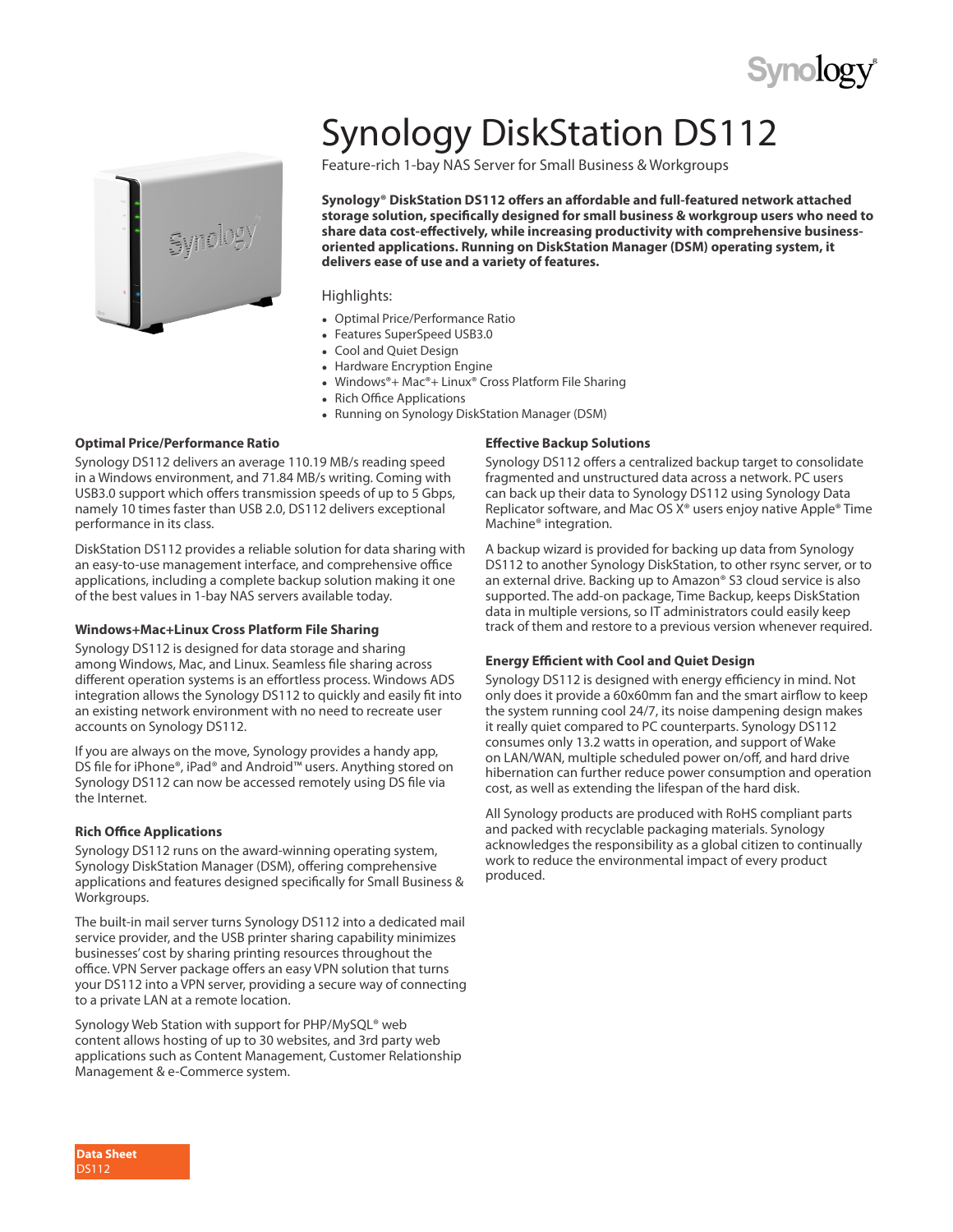# Synology DiskStation DS112

Feature-rich 1-bay NAS Server for Small Business & Workgroups

**Synology® DiskStation DS112 offers an affordable and full-featured network attached storage solution, specifically designed for small business & workgroup users who need to share data cost-effectively, while increasing productivity with comprehensive business-oriented applications. Running on DiskStation Manager (DSM) operating system, it delivers ease of use and a variety of features.**

Highlights:

- Optimal Price/Performance Ratio
- Features SuperSpeed USB3.0
- Cool and Quiet Design
- Hardware Encryption Engine
- Windows®+ Mac®+ Linux® Cross Platform File Sharing
- Rich Office Applications
- Running on Synology DiskStation Manager (DSM)

### Optimal Price/Performance Ratio

Synology DS112 delivers an average 110.19 MB/s reading speed in a Windows environment, and 71.84 MB/s writing. Coming with USB3.0 support which offers transmission speeds of up to 5 Gbps, namely 10 times faster than USB 2.0, DS112 delivers exceptional performance in its class.

DiskStation DS112 provides a reliable solution for data sharing with an easy-to-use management interface, and comprehensive office applications, including a complete backup solution making it one of the best values in 1-bay NAS servers available today.

### Windows+Mac+Linux Cross Platform File Sharing

Synology DS112 is designed for data storage and sharing among Windows, Mac, and Linux. Seamless file sharing across different operation systems is an effortless process. Windows ADS integration allows the Synology DS112 to quickly and easily fit into an existing network environment with no need to recreate user accounts on Synology DS112.

If you are always on the move, Synology provides a handy app, DS file for iPhone®, iPad® and Android™ users. Anything stored on Synology DS112 can now be accessed remotely using DS file via the Internet.

### Rich Office Applications

Synology DS112 runs on the award-winning operating system, Synology DiskStation Manager (DSM), offering comprehensive applications and features designed specifically for Small Business & Workgroups.

The built-in mail server turns Synology DS112 into a dedicated mail service provider, and the USB printer sharing capability minimizes businesses' cost by sharing printing resources throughout the office. VPN Server package offers an easy VPN solution that turns your DS112 into a VPN server, providing a secure way of connecting to a private LAN at a remote location.

Synology Web Station with support for PHP/MySQL® web content allows hosting of up to 30 websites, and 3rd party web applications such as Content Management, Customer Relationship Management & e-Commerce system.

### Effective Backup Solutions

Synology DS112 offers a centralized backup target to consolidate fragmented and unstructured data across a network. PC users can back up their data to Synology DS112 using Synology Data Replicator software, and Mac OS X® users enjoy native Apple® Time Machine® integration.

A backup wizard is provided for backing up data from Synology DS112 to another Synology DiskStation, to other rsync server, or to an external drive. Backing up to Amazon® S3 cloud service is also supported. The add-on package, Time Backup, keeps DiskStation data in multiple versions, so IT administrators could easily keep track of them and restore to a previous version whenever required.

### Energy Efficient with Cool and Quiet Design

Synology DS112 is designed with energy efficiency in mind. Not only does it provide a 60x60mm fan and the smart airflow to keep the system running cool 24/7, its noise dampening design makes it really quiet compared to PC counterparts. Synology DS112 consumes only 13.2 watts in operation, and support of Wake on LAN/WAN, multiple scheduled power on/off, and hard drive hibernation can further reduce power consumption and operation cost, as well as extending the lifespan of the hard disk.

All Synology products are produced with RoHS compliant parts and packed with recyclable packaging materials. Synology acknowledges the responsibility as a global citizen to continually work to reduce the environmental impact of every product produced.

**Data Sheet**
DS112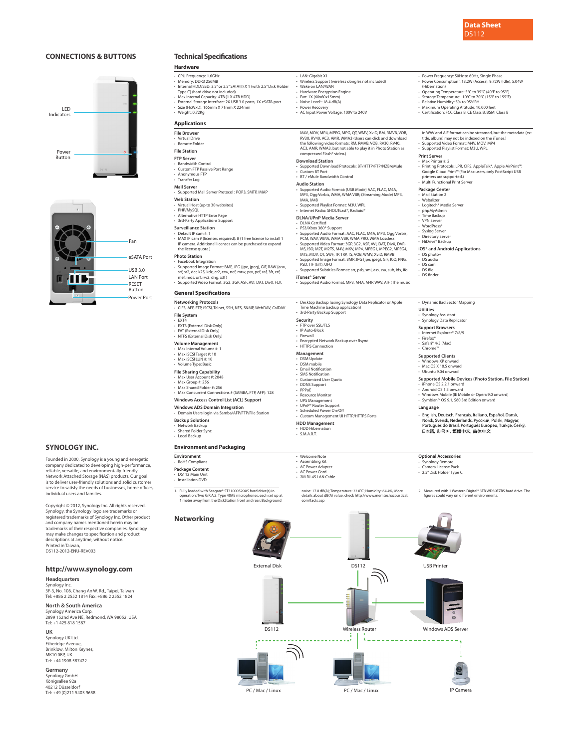Data Sheet
DS112

## CONNECTIONS & BUTTONS

LED Indicators

Power Button

Fan

eSATA Port

USB 3.0

LAN Port

RESET Button

Power Port

## Technical Specifications

### Hardware

- CPU Frequency: 1.6GHz
- Memory: DDR3 256MB
- Internal HDD/SSD: 3.5" or 2.5" SATA(II) X 1 (with 2.5" Disk Holder Type C) (hard drive not included)
- Max Internal Capacity: 4TB (1 X 4TB HDD)
- External Storage Interface: 2X USB 3.0 ports, 1X eSATA port
- Size (HxWxD): 166mm X 71mm X 224mm
- Weight: 0.72Kg
- LAN: Gigabit X1
- Wireless Support (wireless dongles not included)
- Wake on LAN/WAN
- Hardware Encryption Engine
- Fan: 1X (60x60x15mm)
- Noise Level[1]: 18.4 dB(A)
- Power Recovery
- AC Input Power Voltage: 100V to 240V
- Power Frequency: 50Hz to 60Hz, Single Phase
- Power Consumption[2]: 13.2W (Access); 9.72W (Idle); 5.04W (Hibernation)
- Operating Temperature: 5°C to 35°C (40°F to 95°F)
- Storage Temperature: -10°C to 70°C (15°F to 155°F)
- Relative Humidity: 5% to 95%RH
- Maximum Operating Altitude: 10,000 feet
- Certification: FCC Class B, CE Class B, BSMI Class B

### Applications

**File Browser**
- Virtual Drive
- Remote Folder

**File Station**

**FTP Server**
- Bandwidth Control
- Custom FTP Passive Port Range
- Anonymous FTP
- Transfer Log

**Mail Server**
- Supported Mail Server Protocol : POP3, SMTP, IMAP

**Web Station**
- Virtual host (up to 30 websites)
- PHP/MySQL
- Alternative HTTP Error Page
- 3rd-Party Applications Support

**Surveillance Station**
- Default IP cam #: 1
- MAX IP cam # (licenses required): 8 (1 free license to install 1 IP camera. Additional licenses can be purchased to expand the license quota.)

**Photo Station**
- Facebook Integration
- Supported Image Format: BMP, JPG (jpe, jpeg), GIF, RAW (arw, srf, sr2, dcr, k25, kdc, cr2, crw, nef, mrw, ptx, pef, raf, 3fr, erf, mef, mos, orf, rw2, dng, x3f)
- Supported Video Format: 3G2, 3GP, ASF, AVI, DAT, DivX, FLV, M4V, MOV, MP4, MPEG, MPG, QT, WMV, XviD, RM, RMVB, VOB, RV30, RV40, AC3, AMR, WMA3 (Users can click and download the following video formats: RM, RMVB, VOB, RV30, RV40, AC3, AMR, WMA3, but not able to play it in Photo Station as compressed Flash® video.)

**Download Station**
- Supported Download Protocols: BT/HTTP/FTP/NZB/eMule
- Custom BT Port
- BT / eMule Bandwidth Control

**Audio Station**
- Supported Audio Format: (USB Mode) AAC, FLAC, M4A, MP3, Ogg Vorbis, WMA, WMA VBR; (Streaming Mode) MP3, M4A, M4B
- Supported Playlist Format: M3U, WPL
- Internet Radio: SHOUTcast®, Radioio®

**DLNA/UPnP Media Server**
- DLNA Certified
- PS3/Xbox 360® Support
- Supported Audio Format: AAC, FLAC, M4A, MP3, Ogg Vorbis, PCM, WAV, WMA, WMA VBR, WMA PRO, WMA Lossless
- Supported Video Format: 3GP, 3G2, ASF, AVI, DAT, DivX, DVR-MS, ISO, M2T, M2TS, M4V, MKV, MP4, MPEG1, MPEG2, MPEG4, MTS, MOV, QT, SWF, TP, TRP, TS, VOB, WMV, XviD, RMVB
- Supported Image Format: BMP, JPG (jpe, jpeg), GIF, ICO, PNG, PSD, TIF (tiff), UFO
- Supported Subtitles Format: srt, psb, smi, ass, ssa, sub, idx, ifo

**iTunes® Server**
- Supported Audio Format: MP3, M4A, M4P, WAV, AIF (The music in WAV and AIF format can be streamed, but the metadata (ex: title, album) may not be indexed on the iTunes.)
- Supported Video Format: M4V, MOV, MP4
- Supported Playlist Format: M3U, WPL

**Print Server**
- Max Printer #: 2
- Printing Protocols: LPR, CIFS, AppleTalk®, Apple AirPrint™, Google Cloud Print™ (For Mac users, only PostScript USB printers are supported.)
- Multi Functional Print Server

**Package Center**
- Mail Station 2
- Webalizer
- Logitech® Media Server
- phpMyAdmin
- Time Backup
- VPN Server
- WordPress®
- Syslog Server
- Directory Server
- HiDrive® Backup

**iOS® and Android Applications**
- DS photo+
- DS audio
- DS cam
- DS file
- DS finder

### General Specifications

**Networking Protocols**
- CIFS, AFP, FTP, iSCSI, Telnet, SSH, NFS, SNMP, WebDAV, CalDAV

**File System**
- EXT4
- EXT3 (External Disk Only)
- FAT (External Disk Only)
- NTFS (External Disk Only)

**Volume Management**
- Max Internal Volume #: 1
- Max iSCSI Target #: 10
- Max iSCSI LUN #: 10
- Volume Type: Basic

**File Sharing Capability**
- Max User Account #: 2048
- Max Group #: 256
- Max Shared Folder #: 256
- Max Concurrent Connections # (SAMBA, FTP, AFP): 128

**Windows Access Control List (ACL) Support**

**Windows ADS Domain Integration**
- Domain Users login via Samba/AFP/FTP/File Station

**Backup Solutions**
- Network Backup
- Shared Folder Sync
- Local Backup
- Desktop Backup (using Synology Data Replicator or Apple Time Machine backup application)
- 3rd-Party Backup Support

**Security**
- FTP over SSL/TLS
- IP Auto-Block
- Firewall
- Encrypted Network Backup over Rsync
- HTTPS Connection

**Management**
- DSM Update
- DSM mobile
- Email Notification
- SMS Notification
- Customized User Quota
- DDNS Support
- PPPoE
- Resource Monitor
- UPS Management
- UPnP® Router Support
- Scheduled Power On/Off
- Custom Management UI HTTP/HTTPS Ports

**HDD Management**
- HDD Hibernation
- S.M.A.R.T.
- Dynamic Bad Sector Mapping

**Utilities**
- Synology Assistant
- Synology Data Replicator

**Support Browsers**
- Internet Explorer® 7/8/9
- Firefox®
- Safari® 4/5 (Mac)
- Chrome™

**Supported Clients**
- Windows XP onward
- Mac OS X 10.5 onward
- Ubuntu 9.04 onward

**Supported Mobile Devices (Photo Station, File Station)**
- iPhone OS 2.2.1 onward
- Android OS 1.5 onward
- Windows Mobile (IE Mobile or Opera 9.0 onward)
- Symbian™ OS 9.1, S60 3rd Edition onward

**Language**
- English, Deutsch, Français, Italiano, Español, Dansk, Norsk, Svensk, Nederlands, Русский, Polski, Magyar, Português do Brasil, Português Europeu, Türkçe, Český, 日本語, 한국어, 繁體中文, 简体中文

### Environment and Packaging

**Environment**
- RoHS Compliant

**Package Content**
- DS112 Main Unit
- Installation DVD
- Welcome Note
- Assembling Kit
- AC Power Adapter
- AC Power Cord
- 2M RJ-45 LAN Cable

**Optional Accessories**
- Synology Remote
- Camera License Pack
- 2.5" Disk Holder Type C

1. Validated with Seagate® ST31000520AS hard drive(s) in operation; Two G.R.A.S. Type 40AE microphones, each set up at 1 meter away from the DiskStation front and rear; Background noise: 17.0 dB(A); Temperature: 22.0˚C; Humidity: 64.4%; More details about dB(A) value, check http://www.memtechacoustical.com/facts.asp

2. Measured with 1 Western Digital® 3TB WD30EZRS hard drive. The figures could vary on different environments.

## Networking

External Disk

DS112

USB Printer

DS112

Wireless Router

Windows ADS Server

PC / Mac / Linux

PC / Mac / Linux

IP Camera

## SYNOLOGY INC.

Founded in 2000, Synology is a young and energetic company dedicated to developing high-performance, reliable, versatile, and environmentally-friendly Network Attached Storage (NAS) products. Our goal is to deliver user-friendly solutions and solid customer service to satisfy the needs of businesses, home offices, individual users and families.

Copyright © 2012, Synology Inc. All rights reserved. Synology, the Synology logo are trademarks or registered trademarks of Synology Inc. Other product and company names mentioned herein may be trademarks of their respective companies. Synology may make changes to specification and product descriptions at anytime, without notice.
Printed in Taiwan,
DS112-2012-ENU-REV003

## http://www.synology.com

**Headquarters**
Synology Inc.
3F-3, No. 106, Chang An W. Rd., Taipei, Taiwan
Tel: +886 2 2552 1814 Fax: +886 2 2552 1824

**North & South America**
Synology America Corp.
2899 152nd Ave NE, Redmond, WA 98052. USA
Tel: +1 425 818 1587

**UK**
Synology UK Ltd.
Etheridge Avenue,
Brinklow, Milton Keynes,
MK10 0BP, UK
Tel: +44 1908 587422

**Germany**
Synology GmbH
Königsallee 92a
40212 Düsseldorf
Tel: +49 (0)211 5403 9658